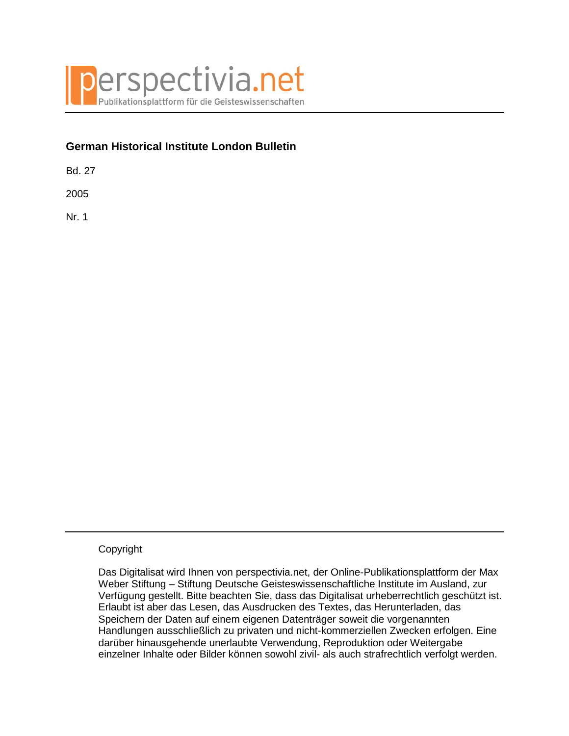perspectivia.net

Publikationsplattform für die Geisteswissenschaften

**German Historical Institute London Bulletin**

Bd. 27

2005

Nr. 1

Copyright

Das Digitalisat wird Ihnen von perspectivia.net, der Online-Publikationsplattform der Max Weber Stiftung – Stiftung Deutsche Geisteswissenschaftliche Institute im Ausland, zur Verfügung gestellt. Bitte beachten Sie, dass das Digitalisat urheberrechtlich geschützt ist. Erlaubt ist aber das Lesen, das Ausdrucken des Textes, das Herunterladen, das Speichern der Daten auf einem eigenen Datenträger soweit die vorgenannten Handlungen ausschließlich zu privaten und nicht-kommerziellen Zwecken erfolgen. Eine darüber hinausgehende unerlaubte Verwendung, Reproduktion oder Weitergabe einzelner Inhalte oder Bilder können sowohl zivil- als auch strafrechtlich verfolgt werden.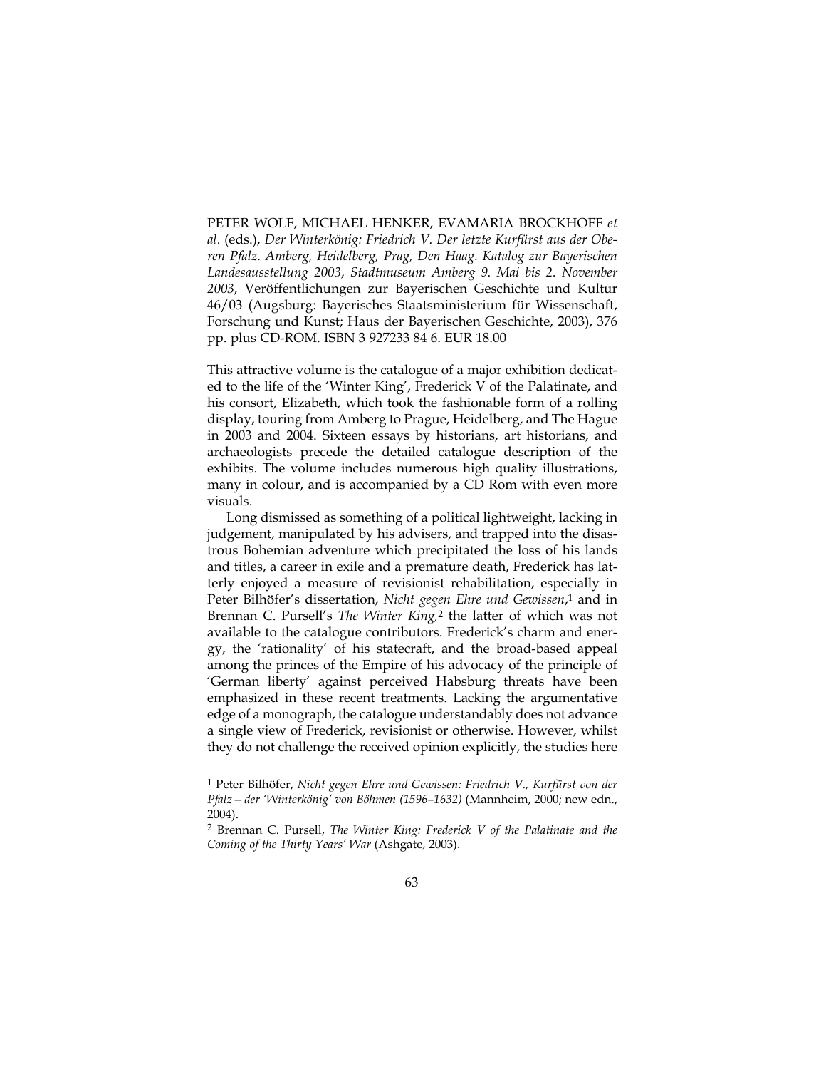PETER WOLF, MICHAEL HENKER, EVAMARIA BROCKHOFF *et al*. (eds.), *Der Winterkönig: Friedrich V. Der letzte Kurfürst aus der Oberen Pfalz. Amberg, Heidelberg, Prag, Den Haag. Katalog zur Bayerischen Landesausstellung 2003, Stadtmuseum Amberg 9. Mai bis 2. November 2003*, Veröffentlichungen zur Bayerischen Geschichte und Kultur 46/03 (Augsburg: Bayerisches Staatsministerium für Wissenschaft, Forschung und Kunst; Haus der Bayerischen Geschichte, 2003), 376 pp. plus CD-ROM. ISBN 3 927233 84 6. EUR 18.00

This attractive volume is the catalogue of a major exhibition dedicated to the life of the 'Winter King', Frederick V of the Palatinate, and his consort, Elizabeth, which took the fashionable form of a rolling display, touring from Amberg to Prague, Heidelberg, and The Hague in 2003 and 2004. Sixteen essays by historians, art historians, and archaeologists precede the detailed catalogue description of the exhibits. The volume includes numerous high quality illustrations, many in colour, and is accompanied by a CD Rom with even more visuals.

Long dismissed as something of a political lightweight, lacking in judgement, manipulated by his advisers, and trapped into the disastrous Bohemian adventure which precipitated the loss of his lands and titles, a career in exile and a premature death, Frederick has latterly enjoyed a measure of revisionist rehabilitation, especially in Peter Bilhöfer's dissertation, *Nicht gegen Ehre und Gewissen*,[1] and in Brennan C. Pursell's *The Winter King,*[2] the latter of which was not available to the catalogue contributors. Frederick's charm and energy, the 'rationality' of his statecraft, and the broad-based appeal among the princes of the Empire of his advocacy of the principle of 'German liberty' against perceived Habsburg threats have been emphasized in these recent treatments. Lacking the argumentative edge of a monograph, the catalogue understandably does not advance a single view of Frederick, revisionist or otherwise. However, whilst they do not challenge the received opinion explicitly, the studies here

[1] Peter Bilhöfer, *Nicht gegen Ehre und Gewissen: Friedrich V., Kurfürst von der Pfalz—der 'Winterkönig' von Böhmen (1596–1632)* (Mannheim, 2000; new edn., 2004).

[2] Brennan C. Pursell, *The Winter King: Frederick V of the Palatinate and the Coming of the Thirty Years' War* (Ashgate, 2003).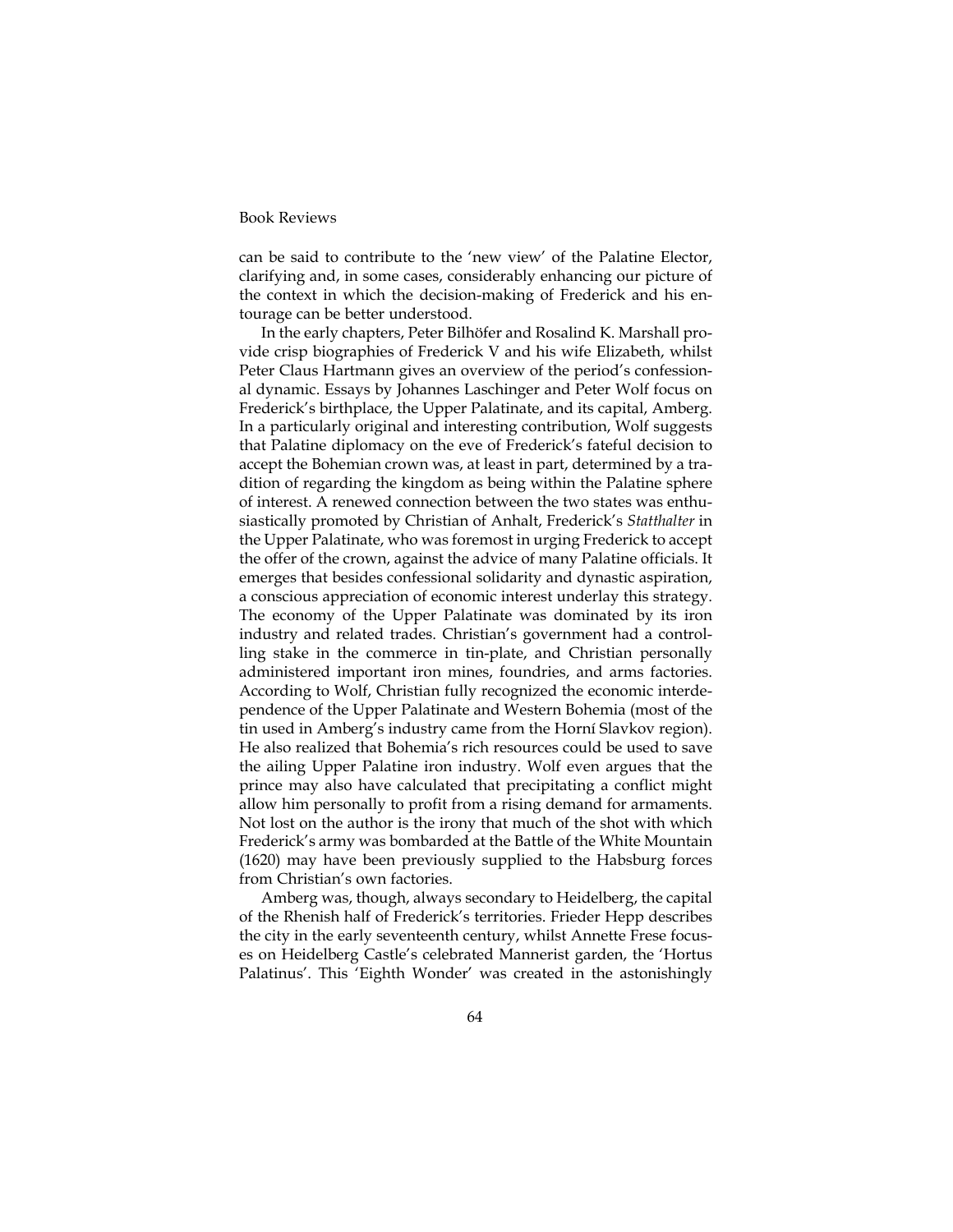can be said to contribute to the 'new view' of the Palatine Elector, clarifying and, in some cases, considerably enhancing our picture of the context in which the decision-making of Frederick and his entourage can be better understood.

In the early chapters, Peter Bilhöfer and Rosalind K. Marshall provide crisp biographies of Frederick V and his wife Elizabeth, whilst Peter Claus Hartmann gives an overview of the period's confessional dynamic. Essays by Johannes Laschinger and Peter Wolf focus on Frederick's birthplace, the Upper Palatinate, and its capital, Amberg. In a particularly original and interesting contribution, Wolf suggests that Palatine diplomacy on the eve of Frederick's fateful decision to accept the Bohemian crown was, at least in part, determined by a tradition of regarding the kingdom as being within the Palatine sphere of interest. A renewed connection between the two states was enthusiastically promoted by Christian of Anhalt, Frederick's *Statthalter* in the Upper Palatinate, who was foremost in urging Frederick to accept the offer of the crown, against the advice of many Palatine officials. It emerges that besides confessional solidarity and dynastic aspiration, a conscious appreciation of economic interest underlay this strategy. The economy of the Upper Palatinate was dominated by its iron industry and related trades. Christian's government had a controlling stake in the commerce in tin-plate, and Christian personally administered important iron mines, foundries, and arms factories. According to Wolf, Christian fully recognized the economic interdependence of the Upper Palatinate and Western Bohemia (most of the tin used in Amberg's industry came from the Horní Slavkov region). He also realized that Bohemia's rich resources could be used to save the ailing Upper Palatine iron industry. Wolf even argues that the prince may also have calculated that precipitating a conflict might allow him personally to profit from a rising demand for armaments. Not lost on the author is the irony that much of the shot with which Frederick's army was bombarded at the Battle of the White Mountain (1620) may have been previously supplied to the Habsburg forces from Christian's own factories.

Amberg was, though, always secondary to Heidelberg, the capital of the Rhenish half of Frederick's territories. Frieder Hepp describes the city in the early seventeenth century, whilst Annette Frese focuses on Heidelberg Castle's celebrated Mannerist garden, the 'Hortus Palatinus'. This 'Eighth Wonder' was created in the astonishingly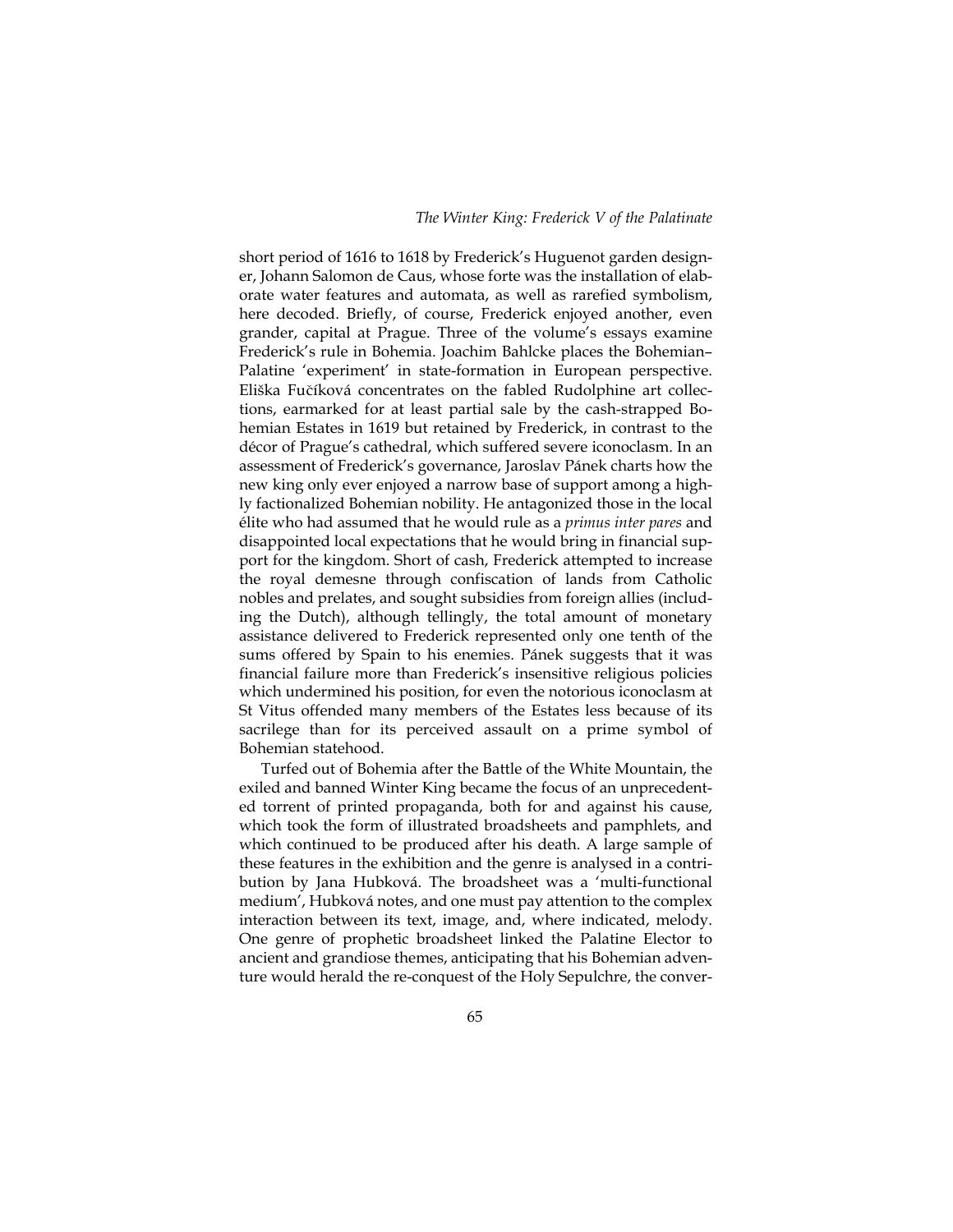short period of 1616 to 1618 by Frederick's Huguenot garden designer, Johann Salomon de Caus, whose forte was the installation of elaborate water features and automata, as well as rarefied symbolism, here decoded. Briefly, of course, Frederick enjoyed another, even grander, capital at Prague. Three of the volume's essays examine Frederick's rule in Bohemia. Joachim Bahlcke places the Bohemian–Palatine 'experiment' in state-formation in European perspective. Eliška Fučíková concentrates on the fabled Rudolphine art collections, earmarked for at least partial sale by the cash-strapped Bohemian Estates in 1619 but retained by Frederick, in contrast to the décor of Prague's cathedral, which suffered severe iconoclasm. In an assessment of Frederick's governance, Jaroslav Pánek charts how the new king only ever enjoyed a narrow base of support among a highly factionalized Bohemian nobility. He antagonized those in the local élite who had assumed that he would rule as a *primus inter pares* and disappointed local expectations that he would bring in financial support for the kingdom. Short of cash, Frederick attempted to increase the royal demesne through confiscation of lands from Catholic nobles and prelates, and sought subsidies from foreign allies (including the Dutch), although tellingly, the total amount of monetary assistance delivered to Frederick represented only one tenth of the sums offered by Spain to his enemies. Pánek suggests that it was financial failure more than Frederick's insensitive religious policies which undermined his position, for even the notorious iconoclasm at St Vitus offended many members of the Estates less because of its sacrilege than for its perceived assault on a prime symbol of Bohemian statehood.

Turfed out of Bohemia after the Battle of the White Mountain, the exiled and banned Winter King became the focus of an unprecedented torrent of printed propaganda, both for and against his cause, which took the form of illustrated broadsheets and pamphlets, and which continued to be produced after his death. A large sample of these features in the exhibition and the genre is analysed in a contribution by Jana Hubková. The broadsheet was a 'multi-functional medium', Hubková notes, and one must pay attention to the complex interaction between its text, image, and, where indicated, melody. One genre of prophetic broadsheet linked the Palatine Elector to ancient and grandiose themes, anticipating that his Bohemian adventure would herald the re-conquest of the Holy Sepulchre, the conver-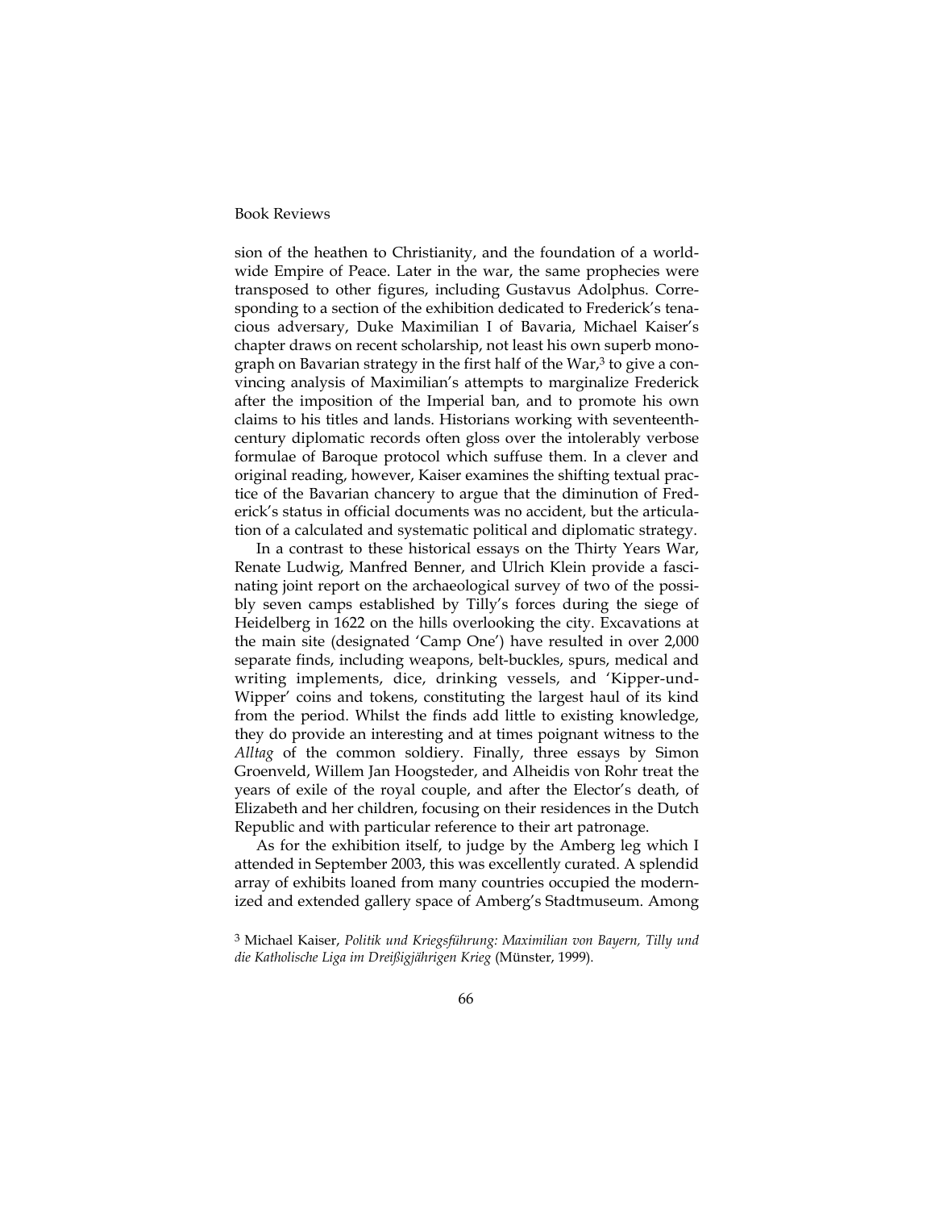sion of the heathen to Christianity, and the foundation of a worldwide Empire of Peace. Later in the war, the same prophecies were transposed to other figures, including Gustavus Adolphus. Corresponding to a section of the exhibition dedicated to Frederick's tenacious adversary, Duke Maximilian I of Bavaria, Michael Kaiser's chapter draws on recent scholarship, not least his own superb monograph on Bavarian strategy in the first half of the War,[3] to give a convincing analysis of Maximilian's attempts to marginalize Frederick after the imposition of the Imperial ban, and to promote his own claims to his titles and lands. Historians working with seventeenth-century diplomatic records often gloss over the intolerably verbose formulae of Baroque protocol which suffuse them. In a clever and original reading, however, Kaiser examines the shifting textual practice of the Bavarian chancery to argue that the diminution of Frederick's status in official documents was no accident, but the articulation of a calculated and systematic political and diplomatic strategy.

In a contrast to these historical essays on the Thirty Years War, Renate Ludwig, Manfred Benner, and Ulrich Klein provide a fascinating joint report on the archaeological survey of two of the possibly seven camps established by Tilly's forces during the siege of Heidelberg in 1622 on the hills overlooking the city. Excavations at the main site (designated 'Camp One') have resulted in over 2,000 separate finds, including weapons, belt-buckles, spurs, medical and writing implements, dice, drinking vessels, and 'Kipper-und-Wipper' coins and tokens, constituting the largest haul of its kind from the period. Whilst the finds add little to existing knowledge, they do provide an interesting and at times poignant witness to the *Alltag* of the common soldiery. Finally, three essays by Simon Groenveld, Willem Jan Hoogsteder, and Alheidis von Rohr treat the years of exile of the royal couple, and after the Elector's death, of Elizabeth and her children, focusing on their residences in the Dutch Republic and with particular reference to their art patronage.

As for the exhibition itself, to judge by the Amberg leg which I attended in September 2003, this was excellently curated. A splendid array of exhibits loaned from many countries occupied the modernized and extended gallery space of Amberg's Stadtmuseum. Among

[3] Michael Kaiser, *Politik und Kriegsführung: Maximilian von Bayern, Tilly und die Katholische Liga im Dreißigjährigen Krieg* (Münster, 1999).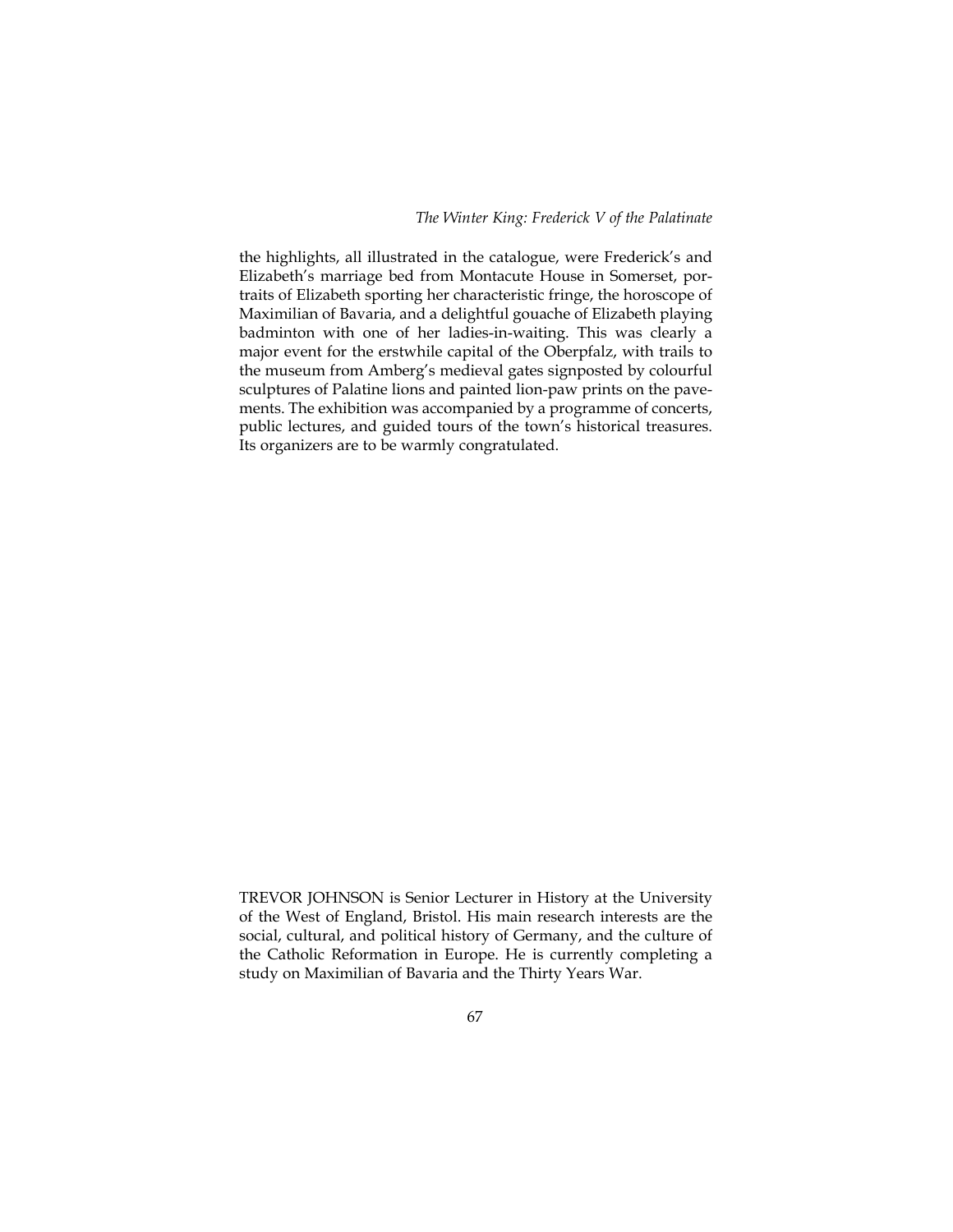the highlights, all illustrated in the catalogue, were Frederick's and Elizabeth's marriage bed from Montacute House in Somerset, portraits of Elizabeth sporting her characteristic fringe, the horoscope of Maximilian of Bavaria, and a delightful gouache of Elizabeth playing badminton with one of her ladies-in-waiting. This was clearly a major event for the erstwhile capital of the Oberpfalz, with trails to the museum from Amberg's medieval gates signposted by colourful sculptures of Palatine lions and painted lion-paw prints on the pavements. The exhibition was accompanied by a programme of concerts, public lectures, and guided tours of the town's historical treasures. Its organizers are to be warmly congratulated.

TREVOR JOHNSON is Senior Lecturer in History at the University of the West of England, Bristol. His main research interests are the social, cultural, and political history of Germany, and the culture of the Catholic Reformation in Europe. He is currently completing a study on Maximilian of Bavaria and the Thirty Years War.